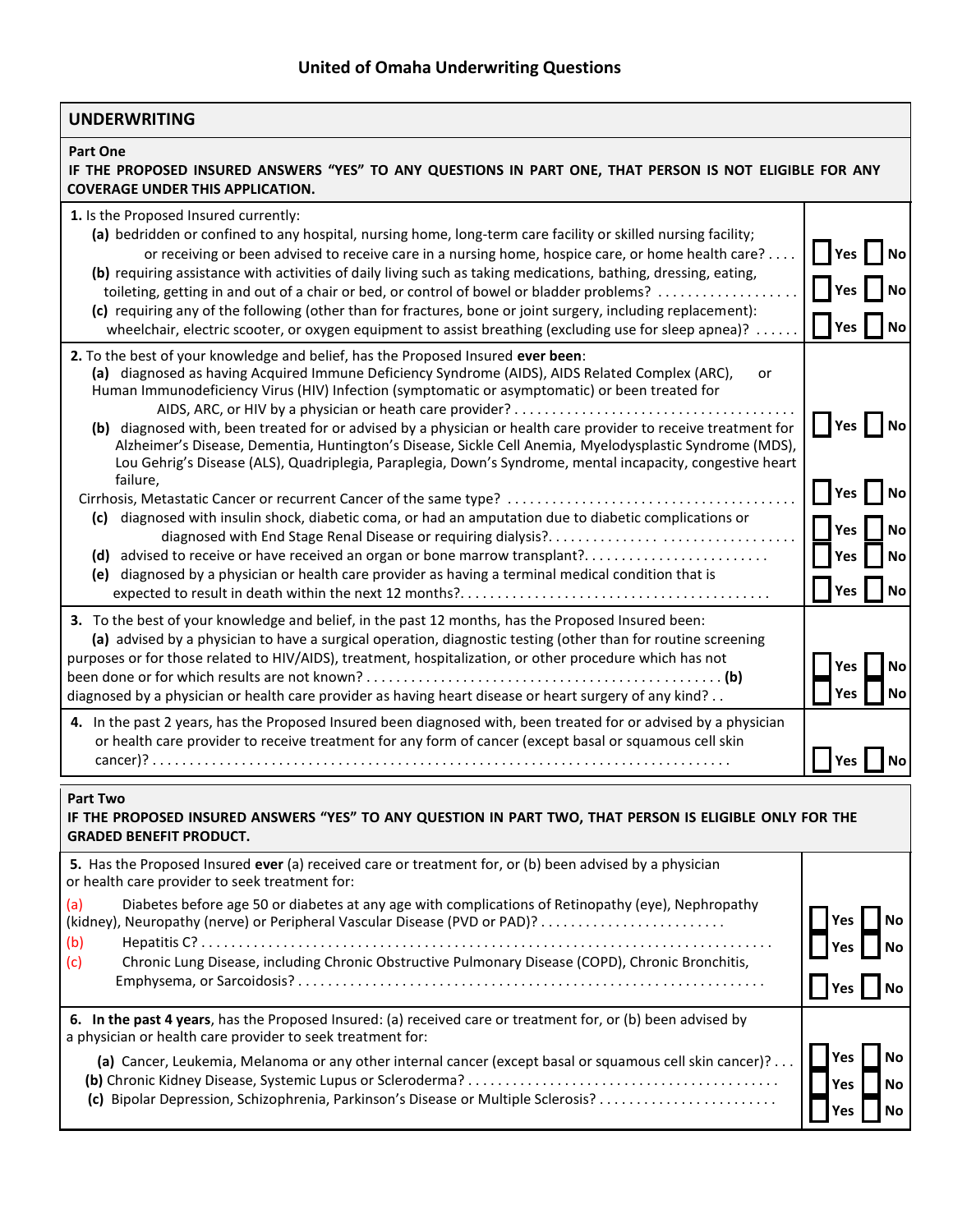# United of Omaha Underwriting Questions

## UNDERWRITING

**Part One**

**IF THE PROPOSED INSURED ANSWERS "YES" TO ANY QUESTIONS IN PART ONE, THAT PERSON IS NOT ELIGIBLE FOR ANY COVERAGE UNDER THIS APPLICATION.**

**1.** Is the Proposed Insured currently:

**(a)** bedridden or confined to any hospital, nursing home, long-term care facility or skilled nursing facility; or receiving or been advised to receive care in a nursing home, hospice care, or home health care? . . . . ☐ Yes ☐ No

**(b)** requiring assistance with activities of daily living such as taking medications, bathing, dressing, eating, toileting, getting in and out of a chair or bed, or control of bowel or bladder problems? . . . . . . . . . . . . . . . . . . . ☐ Yes ☐ No

**(c)** requiring any of the following (other than for fractures, bone or joint surgery, including replacement): wheelchair, electric scooter, or oxygen equipment to assist breathing (excluding use for sleep apnea)? . . . . . . ☐ Yes ☐ No

**2.** To the best of your knowledge and belief, has the Proposed Insured **ever been**:

**(a)** diagnosed as having Acquired Immune Deficiency Syndrome (AIDS), AIDS Related Complex (ARC), or Human Immunodeficiency Virus (HIV) Infection (symptomatic or asymptomatic) or been treated for AIDS, ARC, or HIV by a physician or heath care provider? . . . . . . . . . . . . . . . . . . . . . . . . . . . . . . . . . . . . . ☐ Yes ☐ No

**(b)** diagnosed with, been treated for or advised by a physician or health care provider to receive treatment for Alzheimer's Disease, Dementia, Huntington's Disease, Sickle Cell Anemia, Myelodysplastic Syndrome (MDS), Lou Gehrig's Disease (ALS), Quadriplegia, Paraplegia, Down's Syndrome, mental incapacity, congestive heart failure, Cirrhosis, Metastatic Cancer or recurrent Cancer of the same type? . . . . . . . . . . . . . . . . . . . . . . . . . . . . . . . . . . . . . . ☐ Yes ☐ No

**(c)** diagnosed with insulin shock, diabetic coma, or had an amputation due to diabetic complications or diagnosed with End Stage Renal Disease or requiring dialysis?. . . . . . . . . . . . . . . . . . . . . . . . . . . . . . . . . . . . ☐ Yes ☐ No

**(d)** advised to receive or have received an organ or bone marrow transplant?. . . . . . . . . . . . . . . . . . . . . . . . ☐ Yes ☐ No

**(e)** diagnosed by a physician or health care provider as having a terminal medical condition that is expected to result in death within the next 12 months?. . . . . . . . . . . . . . . . . . . . . . . . . . . . . . . . . . . . . . . . ☐ Yes ☐ No

**3.** To the best of your knowledge and belief, in the past 12 months, has the Proposed Insured been:

**(a)** advised by a physician to have a surgical operation, diagnostic testing (other than for routine screening purposes or for those related to HIV/AIDS), treatment, hospitalization, or other procedure which has not been done or for which results are not known? . . . . . . . . . . . . . . . . . . . . . . . . . . . . . . . . . . . . . . . . . . . . . . . ☐ Yes ☐ No

**(b)** diagnosed by a physician or health care provider as having heart disease or heart surgery of any kind? . . ☐ Yes ☐ No

**4.** In the past 2 years, has the Proposed Insured been diagnosed with, been treated for or advised by a physician or health care provider to receive treatment for any form of cancer (except basal or squamous cell skin cancer)? . . . . . . . . . . . . . . . . . . . . . . . . . . . . . . . . . . . . . . . . . . . . . . . . . . . . . . . . . . . . . . . . . . . . . . . . . . . . ☐ Yes ☐ No

**Part Two**

**IF THE PROPOSED INSURED ANSWERS "YES" TO ANY QUESTION IN PART TWO, THAT PERSON IS ELIGIBLE ONLY FOR THE GRADED BENEFIT PRODUCT.**

**5.** Has the Proposed Insured **ever** (a) received care or treatment for, or (b) been advised by a physician or health care provider to seek treatment for:

(a) Diabetes before age 50 or diabetes at any age with complications of Retinopathy (eye), Nephropathy (kidney), Neuropathy (nerve) or Peripheral Vascular Disease (PVD or PAD)? . . . . . . . . . . . . . . . . . . . . . . . . . ☐ Yes ☐ No

(b) Hepatitis C? . . . . . . . . . . . . . . . . . . . . . . . . . . . . . . . . . . . . . . . . . . . . . . . . . . . . . . . . . . . . . . . . . . . . . . ☐ Yes ☐ No

(c) Chronic Lung Disease, including Chronic Obstructive Pulmonary Disease (COPD), Chronic Bronchitis, Emphysema, or Sarcoidosis? . . . . . . . . . . . . . . . . . . . . . . . . . . . . . . . . . . . . . . . . . . . . . . . . . . . . . . . . . . . . ☐ Yes ☐ No

**6. In the past 4 years**, has the Proposed Insured: (a) received care or treatment for, or (b) been advised by a physician or health care provider to seek treatment for:

**(a)** Cancer, Leukemia, Melanoma or any other internal cancer (except basal or squamous cell skin cancer)? . . . ☐ Yes ☐ No

**(b)** Chronic Kidney Disease, Systemic Lupus or Scleroderma? . . . . . . . . . . . . . . . . . . . . . . . . . . . . . . . . . . . . . . . . ☐ Yes ☐ No

**(c)** Bipolar Depression, Schizophrenia, Parkinson's Disease or Multiple Sclerosis? . . . . . . . . . . . . . . . . . . . . . . . . ☐ Yes ☐ No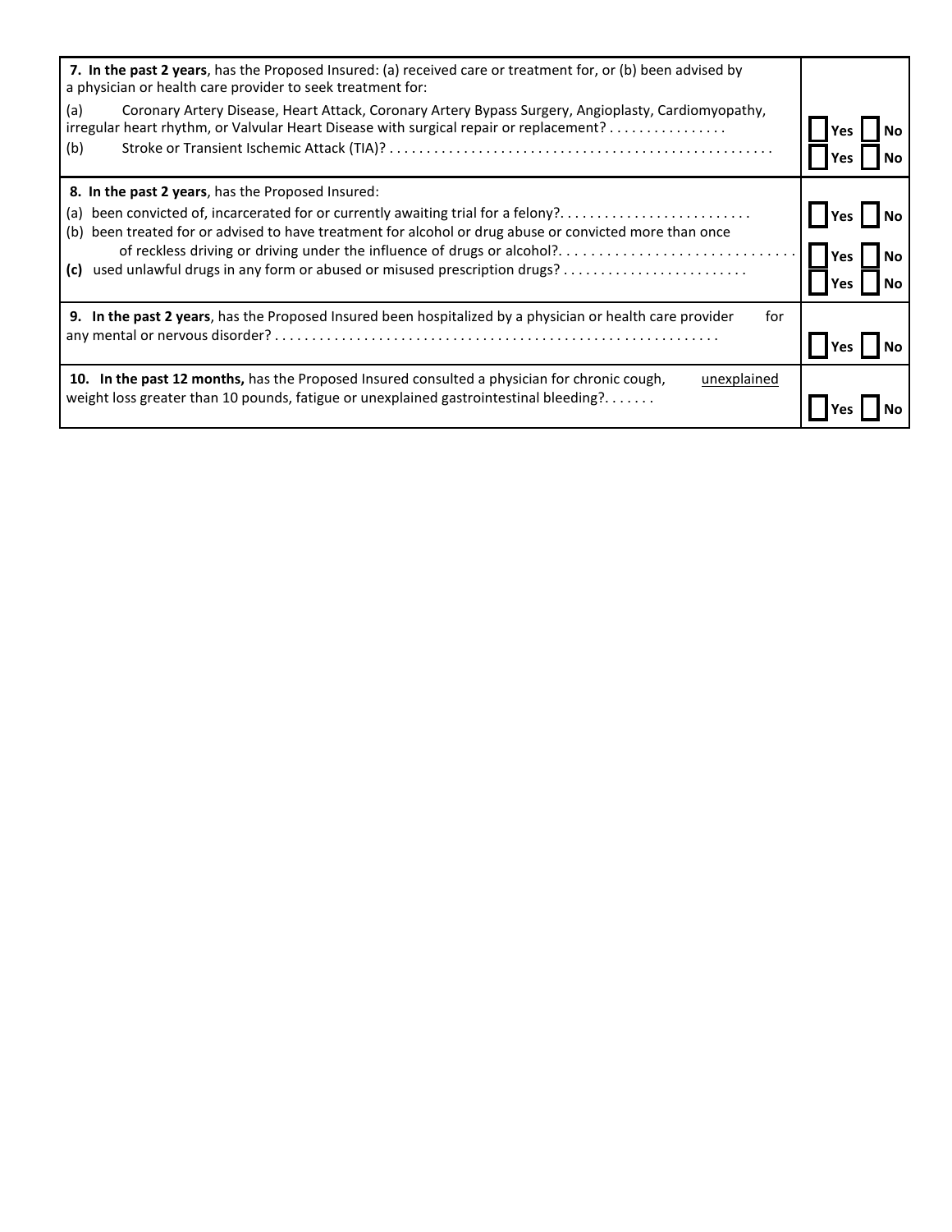| | |
|---|---|
| **7. In the past 2 years**, has the Proposed Insured: (a) received care or treatment for, or (b) been advised by a physician or health care provider to seek treatment for:<br>(a) Coronary Artery Disease, Heart Attack, Coronary Artery Bypass Surgery, Angioplasty, Cardiomyopathy, irregular heart rhythm, or Valvular Heart Disease with surgical repair or replacement? . . . . . . . . . . . . . . . .<br>(b) Stroke or Transient Ischemic Attack (TIA)? . . . . . . . . . . . . . . . . . . . . . . . . . . . . . . . . . . . . . . . . . . . . . . . . . . . | ☐ Yes ☐ No<br>☐ Yes ☐ No |
| **8. In the past 2 years**, has the Proposed Insured:<br>(a) been convicted of, incarcerated for or currently awaiting trial for a felony?. . . . . . . . . . . . . . . . . . . . . . . . . .<br>(b) been treated for or advised to have treatment for alcohol or drug abuse or convicted more than once of reckless driving or driving under the influence of drugs or alcohol?. . . . . . . . . . . . . . . . . . . . . . . . . . . . . .<br>**(c)** used unlawful drugs in any form or abused or misused prescription drugs? . . . . . . . . . . . . . . . . . . . . . . . . . | ☐ Yes ☐ No<br>☐ Yes ☐ No<br>☐ Yes ☐ No |
| **9. In the past 2 years**, has the Proposed Insured been hospitalized by a physician or health care provider for any mental or nervous disorder? . . . . . . . . . . . . . . . . . . . . . . . . . . . . . . . . . . . . . . . . . . . . . . . . . . . . . . . . . . | ☐ Yes ☐ No |
| **10. In the past 12 months,** has the Proposed Insured consulted a physician for chronic cough, unexplained weight loss greater than 10 pounds, fatigue or unexplained gastrointestinal bleeding?. . . . . . . | ☐ Yes ☐ No |